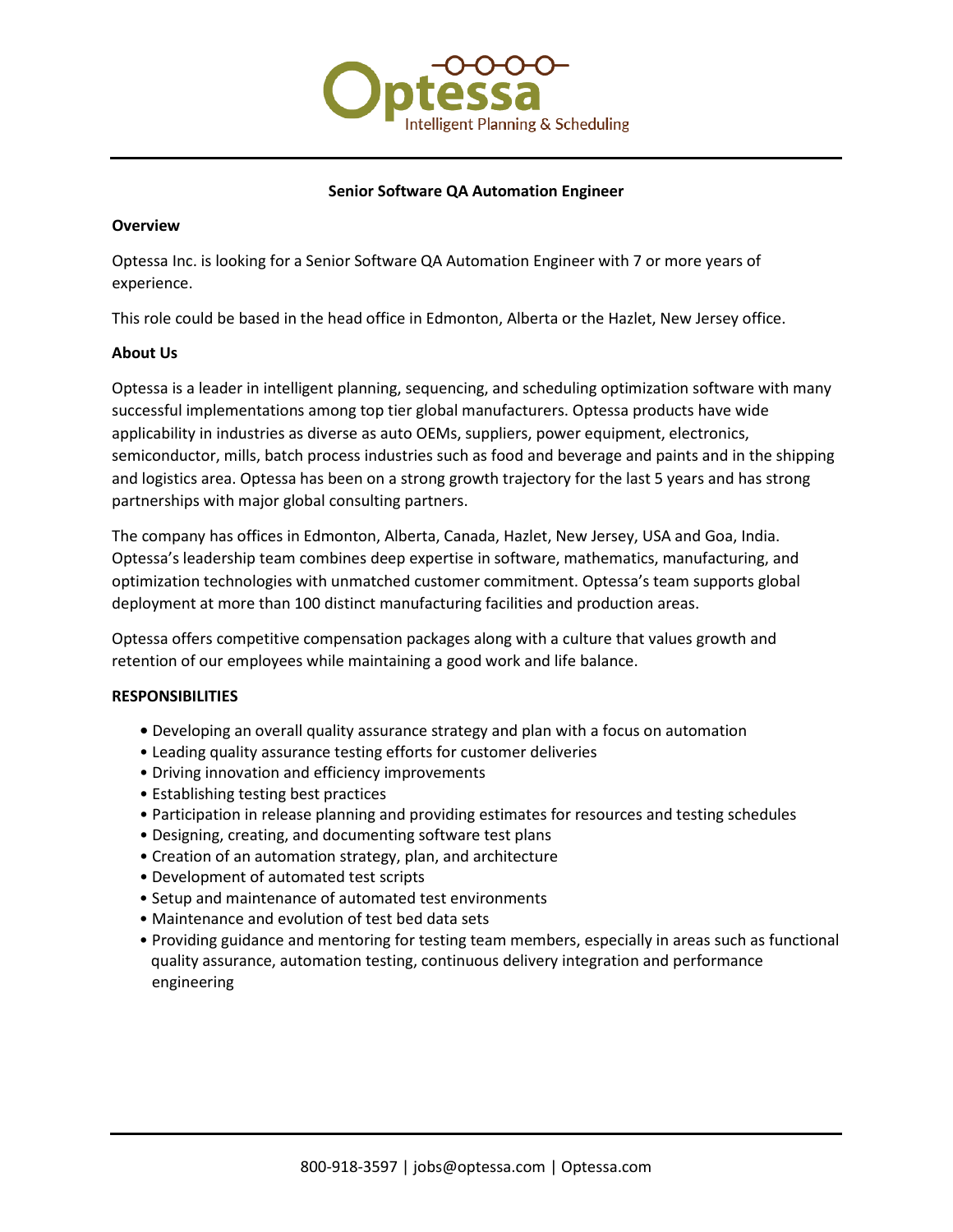Optessa
Intelligent Planning & Scheduling

# Senior Software QA Automation Engineer

## Overview

Optessa Inc. is looking for a Senior Software QA Automation Engineer with 7 or more years of experience.

This role could be based in the head office in Edmonton, Alberta or the Hazlet, New Jersey office.

## About Us

Optessa is a leader in intelligent planning, sequencing, and scheduling optimization software with many successful implementations among top tier global manufacturers. Optessa products have wide applicability in industries as diverse as auto OEMs, suppliers, power equipment, electronics, semiconductor, mills, batch process industries such as food and beverage and paints and in the shipping and logistics area. Optessa has been on a strong growth trajectory for the last 5 years and has strong partnerships with major global consulting partners.

The company has offices in Edmonton, Alberta, Canada, Hazlet, New Jersey, USA and Goa, India. Optessa's leadership team combines deep expertise in software, mathematics, manufacturing, and optimization technologies with unmatched customer commitment. Optessa's team supports global deployment at more than 100 distinct manufacturing facilities and production areas.

Optessa offers competitive compensation packages along with a culture that values growth and retention of our employees while maintaining a good work and life balance.

## RESPONSIBILITIES

- Developing an overall quality assurance strategy and plan with a focus on automation
- Leading quality assurance testing efforts for customer deliveries
- Driving innovation and efficiency improvements
- Establishing testing best practices
- Participation in release planning and providing estimates for resources and testing schedules
- Designing, creating, and documenting software test plans
- Creation of an automation strategy, plan, and architecture
- Development of automated test scripts
- Setup and maintenance of automated test environments
- Maintenance and evolution of test bed data sets
- Providing guidance and mentoring for testing team members, especially in areas such as functional quality assurance, automation testing, continuous delivery integration and performance engineering

800-918-3597 | jobs@optessa.com | Optessa.com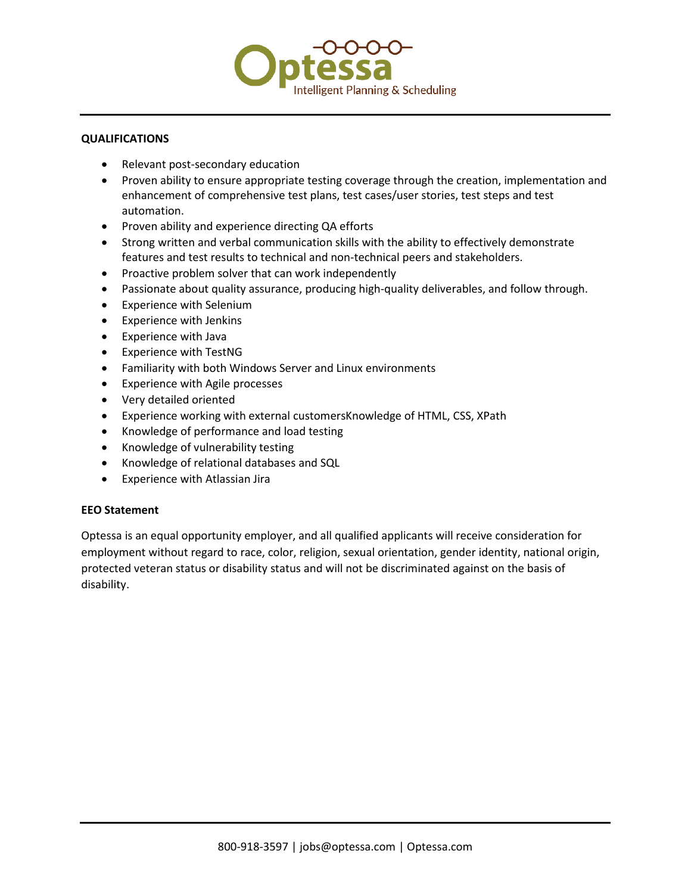**QUALIFICATIONS**

- Relevant post-secondary education
- Proven ability to ensure appropriate testing coverage through the creation, implementation and enhancement of comprehensive test plans, test cases/user stories, test steps and test automation.
- Proven ability and experience directing QA efforts
- Strong written and verbal communication skills with the ability to effectively demonstrate features and test results to technical and non-technical peers and stakeholders.
- Proactive problem solver that can work independently
- Passionate about quality assurance, producing high-quality deliverables, and follow through.
- Experience with Selenium
- Experience with Jenkins
- Experience with Java
- Experience with TestNG
- Familiarity with both Windows Server and Linux environments
- Experience with Agile processes
- Very detailed oriented
- Experience working with external customersKnowledge of HTML, CSS, XPath
- Knowledge of performance and load testing
- Knowledge of vulnerability testing
- Knowledge of relational databases and SQL
- Experience with Atlassian Jira

**EEO Statement**

Optessa is an equal opportunity employer, and all qualified applicants will receive consideration for employment without regard to race, color, religion, sexual orientation, gender identity, national origin, protected veteran status or disability status and will not be discriminated against on the basis of disability.